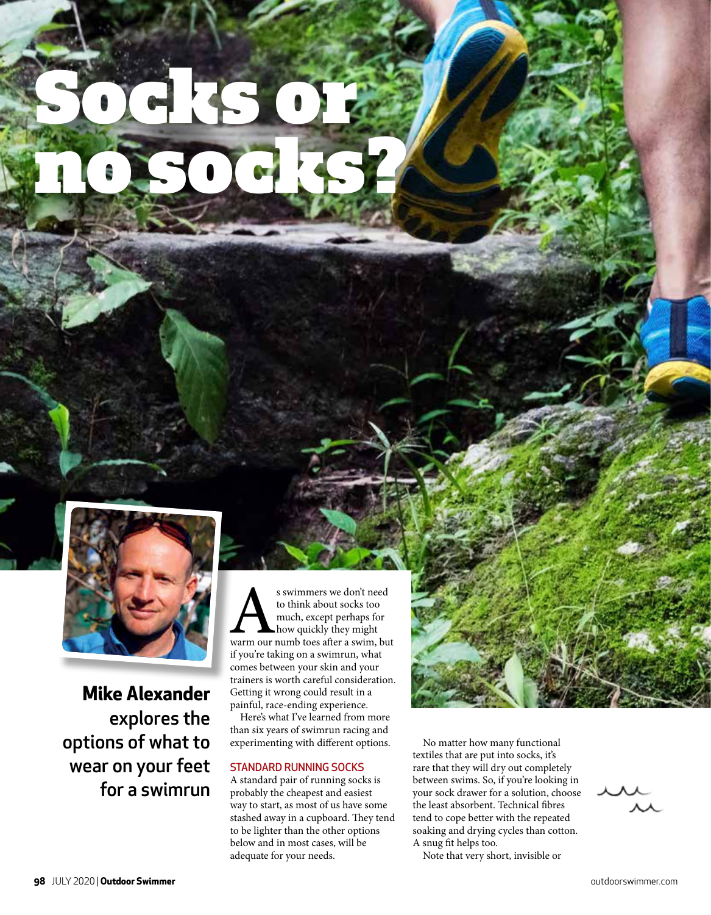# Socks or no socks?

**Mike Alexander explores the options of what to wear on your feet for a swimrun**

As swimmers we don't need to think about socks too much, except perhaps for how quickly they might warm our numb toes after a swim, but if you're taking on a swimrun, what comes between your skin and your trainers is worth careful consideration. Getting it wrong could result in a painful, race-ending experience.

Here's what I've learned from more than six years of swimrun racing and experimenting with different options.

## STANDARD RUNNING SOCKS

A standard pair of running socks is probably the cheapest and easiest way to start, as most of us have some stashed away in a cupboard. They tend to be lighter than the other options below and in most cases, will be adequate for your needs.

No matter how many functional textiles that are put into socks, it's rare that they will dry out completely between swims. So, if you're looking in your sock drawer for a solution, choose the least absorbent. Technical fibres tend to cope better with the repeated soaking and drying cycles than cotton. A snug fit helps too.

Note that very short, invisible or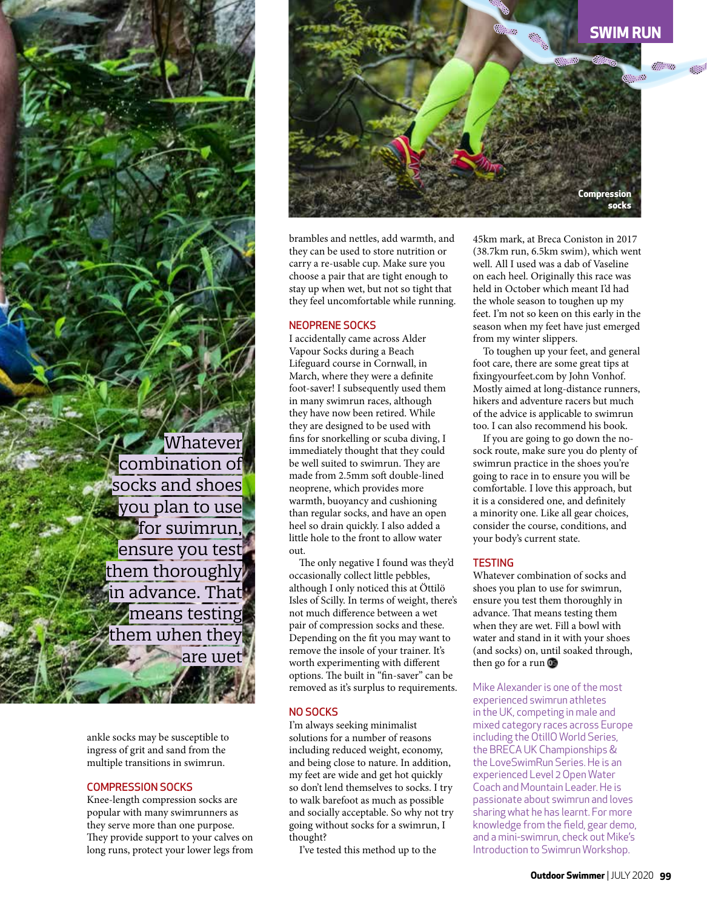SWIM RUN

Whatever combination of socks and shoes you plan to use for swimrun, ensure you test them thoroughly in advance. That means testing them when they are wet

ankle socks may be susceptible to ingress of grit and sand from the multiple transitions in swimrun.

### COMPRESSION SOCKS

Knee-length compression socks are popular with many swimrunners as they serve more than one purpose. They provide support to your calves on long runs, protect your lower legs from brambles and nettles, add warmth, and they can be used to store nutrition or carry a re-usable cup. Make sure you choose a pair that are tight enough to stay up when wet, but not so tight that they feel uncomfortable while running.

Compression socks

### NEOPRENE SOCKS

I accidentally came across Alder Vapour Socks during a Beach Lifeguard course in Cornwall, in March, where they were a definite foot-saver! I subsequently used them in many swimrun races, although they have now been retired. While they are designed to be used with fins for snorkelling or scuba diving, I immediately thought that they could be well suited to swimrun. They are made from 2.5mm soft double-lined neoprene, which provides more warmth, buoyancy and cushioning than regular socks, and have an open heel so drain quickly. I also added a little hole to the front to allow water out.

The only negative I found was they'd occasionally collect little pebbles, although I only noticed this at Ötillö Isles of Scilly. In terms of weight, there's not much difference between a wet pair of compression socks and these. Depending on the fit you may want to remove the insole of your trainer. It's worth experimenting with different options. The built in "fin-saver" can be removed as it's surplus to requirements.

### NO SOCKS

I'm always seeking minimalist solutions for a number of reasons including reduced weight, economy, and being close to nature. In addition, my feet are wide and get hot quickly so don't lend themselves to socks. I try to walk barefoot as much as possible and socially acceptable. So why not try going without socks for a swimrun, I thought?

I've tested this method up to the 45km mark, at Breca Coniston in 2017 (38.7km run, 6.5km swim), which went well. All I used was a dab of Vaseline on each heel. Originally this race was held in October which meant I'd had the whole season to toughen up my feet. I'm not so keen on this early in the season when my feet have just emerged from my winter slippers.

To toughen up your feet, and general foot care, there are some great tips at fixingyourfeet.com by John Vonhof. Mostly aimed at long-distance runners, hikers and adventure racers but much of the advice is applicable to swimrun too. I can also recommend his book.

If you are going to go down the no-sock route, make sure you do plenty of swimrun practice in the shoes you're going to race in to ensure you will be comfortable. I love this approach, but it is a considered one, and definitely a minority one. Like all gear choices, consider the course, conditions, and your body's current state.

### TESTING

Whatever combination of socks and shoes you plan to use for swimrun, ensure you test them thoroughly in advance. That means testing them when they are wet. Fill a bowl with water and stand in it with your shoes (and socks) on, until soaked through, then go for a run

Mike Alexander is one of the most experienced swimrun athletes in the UK, competing in male and mixed category races across Europe including the OtillO World Series, the BRECA UK Championships & the LoveSwimRun Series. He is an experienced Level 2 Open Water Coach and Mountain Leader. He is passionate about swimrun and loves sharing what he has learnt. For more knowledge from the field, gear demo, and a mini-swimrun, check out Mike's Introduction to Swimrun Workshop.